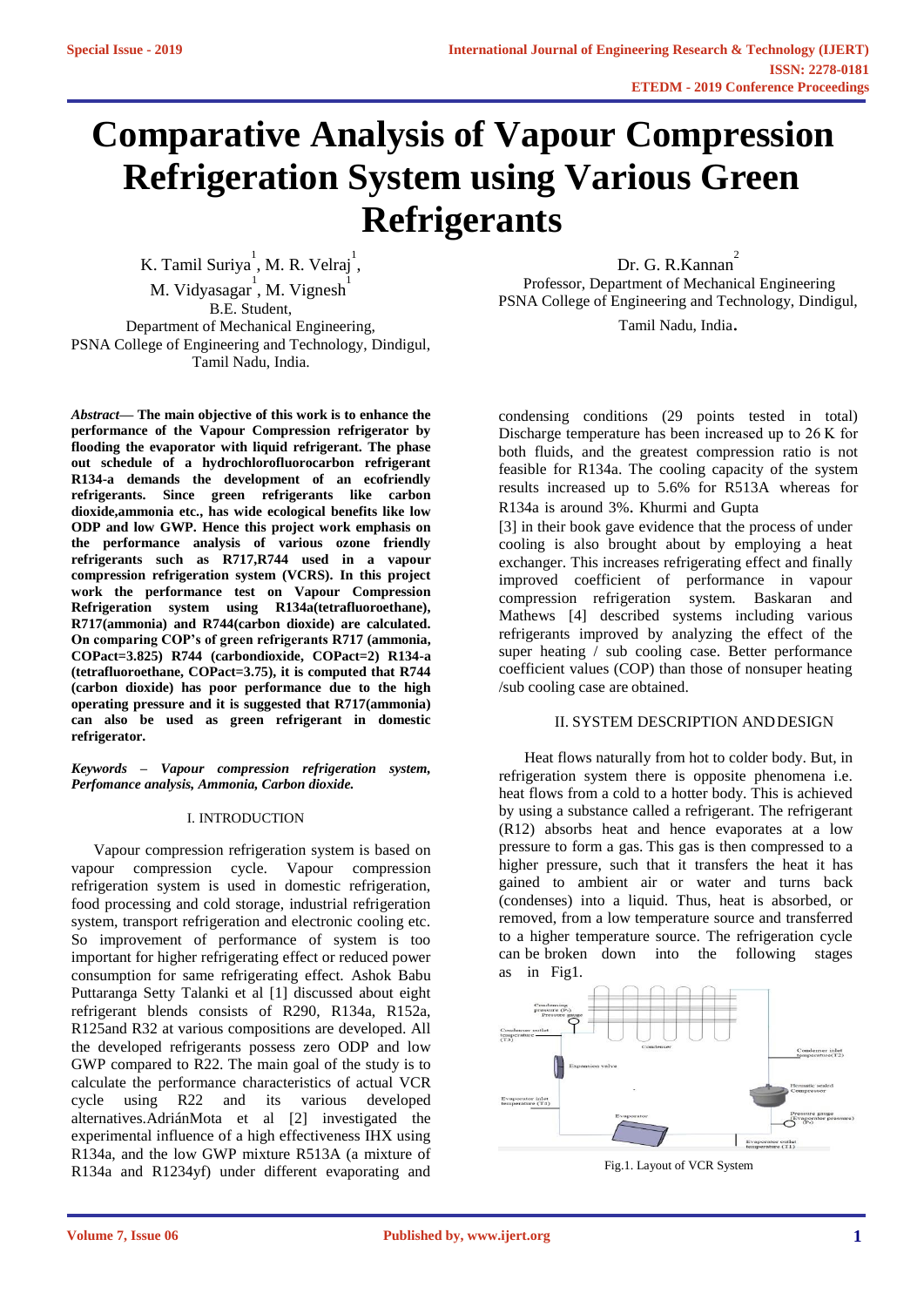# Comparative Analysis of Vapour Compression Refrigeration System using Various Green Refrigerants

K. Tamil Suriya[1], M. R. Velraj[1],
M. Vidyasagar[1], M. Vignesh[1]
B.E. Student,
Department of Mechanical Engineering,
PSNA College of Engineering and Technology, Dindigul,
Tamil Nadu, India.

Dr. G. R.Kannan[2]
Professor, Department of Mechanical Engineering
PSNA College of Engineering and Technology, Dindigul,
Tamil Nadu, India.

***Abstract*— The main objective of this work is to enhance the performance of the Vapour Compression refrigerator by flooding the evaporator with liquid refrigerant. The phase out schedule of a hydrochlorofluorocarbon refrigerant R134-a demands the development of an ecofriendly refrigerants. Since green refrigerants like carbon dioxide,ammonia etc., has wide ecological benefits like low ODP and low GWP. Hence this project work emphasis on the performance analysis of various ozone friendly refrigerants such as R717,R744 used in a vapour compression refrigeration system (VCRS). In this project work the performance test on Vapour Compression Refrigeration system using R134a(tetrafluoroethane), R717(ammonia) and R744(carbon dioxide) are calculated. On comparing COP's of green refrigerants R717 (ammonia, COPact=3.825) R744 (carbondioxide, COPact=2) R134-a (tetrafluoroethane, COPact=3.75), it is computed that R744 (carbon dioxide) has poor performance due to the high operating pressure and it is suggested that R717(ammonia) can also be used as green refrigerant in domestic refrigerator.**

***Keywords – Vapour compression refrigeration system, Perfomance analysis, Ammonia, Carbon dioxide.***

## I. INTRODUCTION

Vapour compression refrigeration system is based on vapour compression cycle. Vapour compression refrigeration system is used in domestic refrigeration, food processing and cold storage, industrial refrigeration system, transport refrigeration and electronic cooling etc. So improvement of performance of system is too important for higher refrigerating effect or reduced power consumption for same refrigerating effect. Ashok Babu Puttaranga Setty Talanki et al [1] discussed about eight refrigerant blends consists of R290, R134a, R152a, R125and R32 at various compositions are developed. All the developed refrigerants possess zero ODP and low GWP compared to R22. The main goal of the study is to calculate the performance characteristics of actual VCR cycle using R22 and its various developed alternatives.AdriánMota et al [2] investigated the experimental influence of a high effectiveness IHX using R134a, and the low GWP mixture R513A (a mixture of R134a and R1234yf) under different evaporating and condensing conditions (29 points tested in total) Discharge temperature has been increased up to 26 K for both fluids, and the greatest compression ratio is not feasible for R134a. The cooling capacity of the system results increased up to 5.6% for R513A whereas for R134a is around 3%. Khurmi and Gupta [3] in their book gave evidence that the process of under cooling is also brought about by employing a heat exchanger. This increases refrigerating effect and finally improved coefficient of performance in vapour compression refrigeration system. Baskaran and Mathews [4] described systems including various refrigerants improved by analyzing the effect of the super heating / sub cooling case. Better performance coefficient values (COP) than those of nonsuper heating /sub cooling case are obtained.

## II. SYSTEM DESCRIPTION AND DESIGN

Heat flows naturally from hot to colder body. But, in refrigeration system there is opposite phenomena i.e. heat flows from a cold to a hotter body. This is achieved by using a substance called a refrigerant. The refrigerant (R12) absorbs heat and hence evaporates at a low pressure to form a gas. This gas is then compressed to a higher pressure, such that it transfers the heat it has gained to ambient air or water and turns back (condenses) into a liquid. Thus, heat is absorbed, or removed, from a low temperature source and transferred to a higher temperature source. The refrigeration cycle can be broken down into the following stages as in Fig1.

Fig.1. Layout of VCR System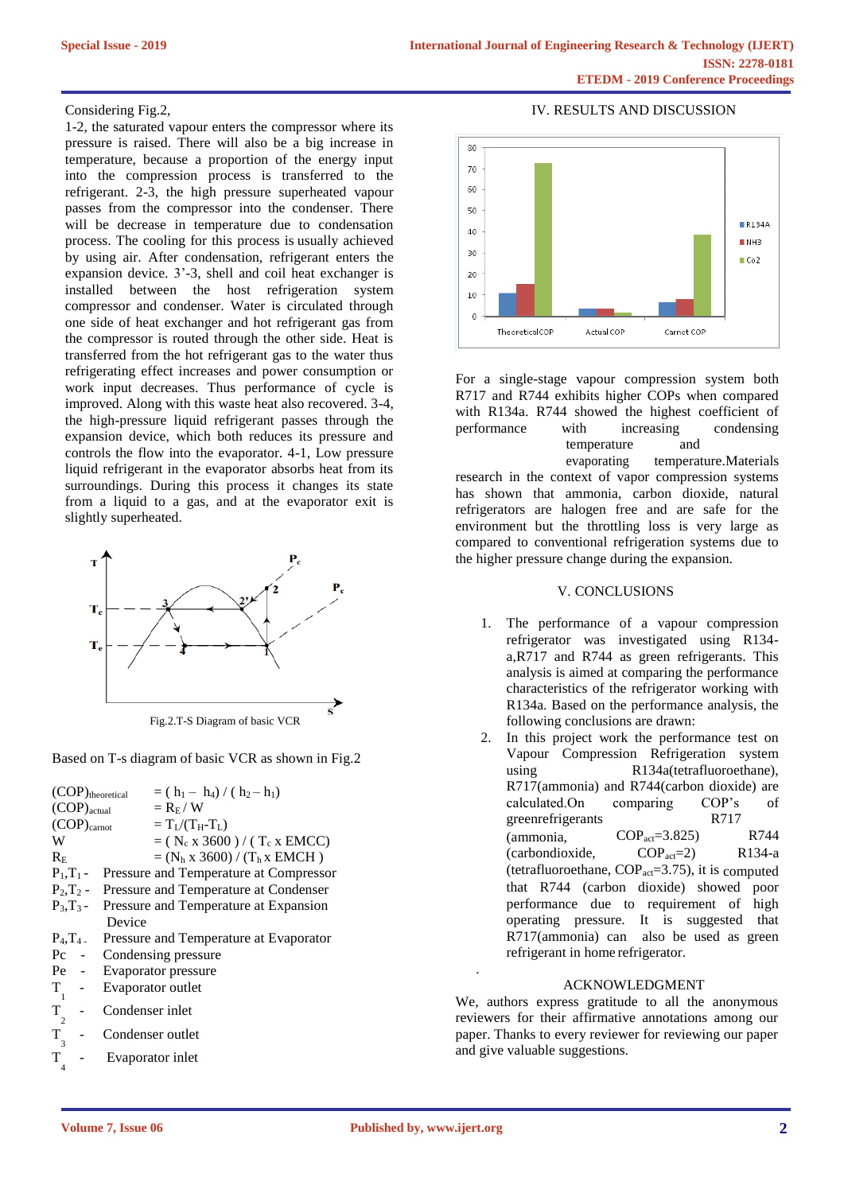Considering Fig.2,

1-2, the saturated vapour enters the compressor where its pressure is raised. There will also be a big increase in temperature, because a proportion of the energy input into the compression process is transferred to the refrigerant. 2-3, the high pressure superheated vapour passes from the compressor into the condenser. There will be decrease in temperature due to condensation process. The cooling for this process is usually achieved by using air. After condensation, refrigerant enters the expansion device. 3'-3, shell and coil heat exchanger is installed between the host refrigeration system compressor and condenser. Water is circulated through one side of heat exchanger and hot refrigerant gas from the compressor is routed through the other side. Heat is transferred from the hot refrigerant gas to the water thus refrigerating effect increases and power consumption or work input decreases. Thus performance of cycle is improved. Along with this waste heat also recovered. 3-4, the high-pressure liquid refrigerant passes through the expansion device, which both reduces its pressure and controls the flow into the evaporator. 4-1, Low pressure liquid refrigerant in the evaporator absorbs heat from its surroundings. During this process it changes its state from a liquid to a gas, and at the evaporator exit is slightly superheated.

Fig.2.T-S Diagram of basic VCR

Based on T-s diagram of basic VCR as shown in Fig.2

$(COP)_{theoretical} = (h_1 - h_4) / (h_2 - h_1)$

$(COP)_{actual} = R_E / W$

$(COP)_{carnot} = T_L/(T_H-T_L)$

$W = (N_c \times 3600) / (T_c \times EMCC)$

$R_E = (N_h \times 3600) / (T_h \times EMCH)$

$P_1,T_1$ - Pressure and Temperature at Compressor

$P_2,T_2$ - Pressure and Temperature at Condenser

$P_3,T_3$ - Pressure and Temperature at Expansion Device

$P_4,T_4$ - Pressure and Temperature at Evaporator

Pc - Condensing pressure

Pe - Evaporator pressure

$T_1$ - Evaporator outlet

$T_2$ - Condenser inlet

$T_3$ - Condenser outlet

$T_4$ - Evaporator inlet

## IV. RESULTS AND DISCUSSION

For a single-stage vapour compression system both R717 and R744 exhibits higher COPs when compared with R134a. R744 showed the highest coefficient of performance with increasing condensing temperature and evaporating temperature.Materials research in the context of vapor compression systems has shown that ammonia, carbon dioxide, natural refrigerators are halogen free and are safe for the environment but the throttling loss is very large as compared to conventional refrigeration systems due to the higher pressure change during the expansion.

## V. CONCLUSIONS

1. The performance of a vapour compression refrigerator was investigated using R134-a,R717 and R744 as green refrigerants. This analysis is aimed at comparing the performance characteristics of the refrigerator working with R134a. Based on the performance analysis, the following conclusions are drawn:
2. In this project work the performance test on Vapour Compression Refrigeration system using R134a(tetrafluoroethane), R717(ammonia) and R744(carbon dioxide) are calculated.On comparing COP's of greenrefrigerants R717 (ammonia, $COP_{act}$=3.825) R744 (carbondioxide, $COP_{act}$=2) R134-a (tetrafluoroethane, $COP_{act}$=3.75), it is computed that R744 (carbon dioxide) showed poor performance due to requirement of high operating pressure. It is suggested that R717(ammonia) can also be used as green refrigerant in home refrigerator.

## ACKNOWLEDGMENT

We, authors express gratitude to all the anonymous reviewers for their affirmative annotations among our paper. Thanks to every reviewer for reviewing our paper and give valuable suggestions.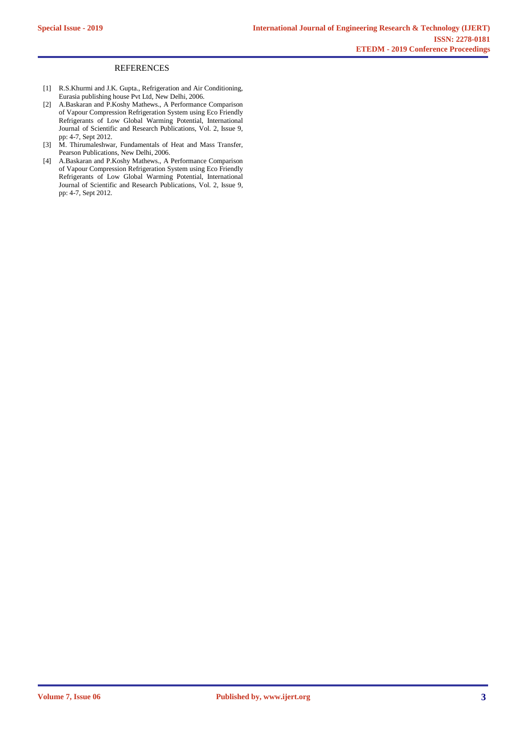## REFERENCES

[1] R.S.Khurmi and J.K. Gupta., Refrigeration and Air Conditioning, Eurasia publishing house Pvt Ltd, New Delhi, 2006.

[2] A.Baskaran and P.Koshy Mathews., A Performance Comparison of Vapour Compression Refrigeration System using Eco Friendly Refrigerants of Low Global Warming Potential, International Journal of Scientific and Research Publications, Vol. 2, Issue 9, pp: 4-7, Sept 2012.

[3] M. Thirumaleshwar, Fundamentals of Heat and Mass Transfer, Pearson Publications, New Delhi, 2006.

[4] A.Baskaran and P.Koshy Mathews., A Performance Comparison of Vapour Compression Refrigeration System using Eco Friendly Refrigerants of Low Global Warming Potential, International Journal of Scientific and Research Publications, Vol. 2, Issue 9, pp: 4-7, Sept 2012.